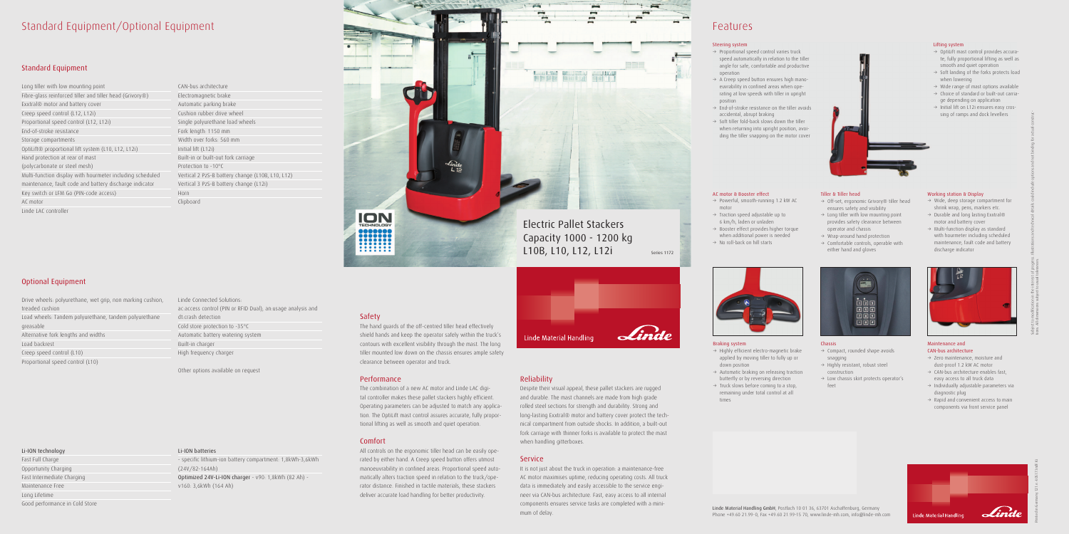# Standard Equipment/Optional Equipment

## Standard Equipment

| | |
|---|---|
| Long tiller with low mounting point | CAN-bus architecture |
| Fibre-glass reinforced tiller and tiller head (Grivory®) | Electromagnetic brake |
| Exxtral® motor and battery cover | Automatic parking brake |
| Creep speed control (L12, L12i) | Cushion rubber drive wheel |
| Proportional speed control (L12, L12i) | Single polyurethane load wheels |
| End-of-stroke resistance | Fork length: 1150 mm |
| Storage compartments | Width over forks: 560 mm |
| OptiLift® proportional lift system (L10, L12, L12i) | Initial lift (L12i) |
| Hand protection at rear of mast | Built-in or built-out fork carriage |
| (polycarbonate or steel mesh) | Protection to -10°C |
| Multi-function display with hourmeter including scheduled | Vertical 2 PzS-B battery change (L10B, L10, L12) |
| maintenance, fault code and battery discharge indicator | Vertical 3 PzS-B battery change (L12i) |
| Key switch or LFM Go (PIN-code access) | Horn |
| AC motor | Clipboard |
| Linde LAC controller | |

## Optional Equipment

| | |
|---|---|
| Drive wheels: polyurethane, wet grip, non marking cushion, treaded cushion | Linde Connected Solutions: ac:access control (PIN or RFID Dual), an:usage analysis and dt:crash detection |
| Load wheels: Tandem polyurethane, tandem polyurethane greasable | Cold store protection to -35°C |
| Alternative fork lengths and widths | Automatic battery watering system |
| Load backrest | Built-in charger |
| Creep speed control (L10) | High frequency charger |
| Proportional speed control (L10) | |

Other options available on request

| Li-ION technology | Li-ION batteries |
|---|---|
| Fast Full Charge | - specific lithium-ion battery compartment: 1,8kWh-3,6kWh (24V/82-164Ah) |
| Opportunity Charging | Optimized 24V-Li-ION charger - v90: 1,8kWh (82 Ah) - v160: 3,6kWh (164 Ah) |
| Fast Intermediate Charging | |
| Maintenance Free | |
| Long Lifetime | |
| Good performance in Cold Store | |

# Electric Pallet Stackers Capacity 1000 - 1200 kg L10B, L10, L12, L12i

Series 1172

ION TECHNOLOGY

Linde Material Handling

### Safety

The hand guards of the off-centred tiller head effectively shield hands and keep the operator safely within the truck's contours with excellent visibility through the mast. The long tiller mounted low down on the chassis ensures ample safety clearance between operator and truck.

### Performance

The combination of a new AC motor and Linde LAC digital controller makes these pallet stackers highly efficient. Operating parameters can be adjusted to match any application. The OptiLift mast control assures accurate, fully proportional lifting as well as smooth and quiet operation.

### Comfort

All controls on the ergonomic tiller head can be easily operated by either hand. A Creep speed button offers utmost manoeuvrability in confined areas. Proportional speed automatically alters traction speed in relation to the truck/operator distance. Finished in tactile materials, these stackers deliver accurate load handling for better productivity.

### Reliability

Despite their visual appeal, these pallet stackers are rugged and durable. The mast channels are made from high grade rolled steel sections for strength and durability. Strong and long-lasting Exxtral® motor and battery cover protect the technical compartment from outside shocks. In addition, a built-out fork carriage with thinner forks is available to protect the mast when handling gitterboxes.

### Service

It is not just about the truck in operation: a maintenance-free AC motor maximises uptime, reducing operating costs. All truck data is immediately and easily accessible to the service engineer via CAN-bus architecture. Fast, easy access to all internal components ensures service tasks are completed with a minimum of delay.

# Features

#### Steering system
→ Proportional speed control varies truck speed automatically in relation to the tiller angle for safe, comfortable and productive operation
→ A Creep speed button ensures high manoeuvrability in confined areas when operating at low speeds with tiller in upright position
→ End-of-stroke resistance on the tiller avoids accidental, abrupt braking
→ Soft tiller fold-back slows down the tiller when returning into upright position, avoiding the tiller snapping on the motor cover

#### Lifting system
→ OptiLift mast control provides accurate, fully proportional lifting as well as smooth and quiet operation
→ Soft landing of the forks protects load when lowering
→ Wide range of mast options available
→ Choice of standard or built-out carriage depending on application
→ Initial lift on L12i ensures easy crossing of ramps and dock levellers

#### AC motor & Booster effect
→ Powerful, smooth-running 1.2 kW AC motor
→ Traction speed adjustable up to 6 km/h, laden or unladen
→ Booster effect provides higher torque when additional power is needed
→ No roll-back on hill starts

#### Tiller & Tiller head
→ Off-set, ergonomic Grivory® tiller head ensures safety and visibility
→ Long tiller with low mounting point provides safety clearance between operator and chassis
→ Wrap-around hand protection
→ Comfortable controls, operable with either hand and gloves

#### Working station & Display
→ Wide, deep storage compartment for shrink wrap, pens, markers etc.
→ Durable and long lasting Exxtral® motor and battery cover
→ Multi-function display as standard with hourmeter including scheduled maintenance, fault code and battery discharge indicator

#### Braking system
→ Highly efficient electro-magnetic brake applied by moving tiller to fully up or down position
→ Automatic braking on releasing traction butterfly or by reversing direction
→ Truck slows before coming to a stop, remaining under total control at all times

#### Chassis
→ Compact, rounded shape avoids snagging
→ Highly resistant, robust steel construction
→ Low chassis skirt protects operator's feet

#### Maintenance and CAN-bus architecture
→ Zero maintenance, moisture and dust-proof 1.2 kW AC motor
→ CAN-bus architecture enables fast, easy access to all truck data
→ Individually adjustable parameters via diagnostic plug
→ Rapid and convenient access to main components via front service panel

Subject to modification in the interest of progress. Illustrations and technical details could include options and not binding for actual constructions. All dimensions subject to usual tolerances.

Linde Material Handling GmbH, Postfach 10 01 36, 63701 Aschaffenburg, Germany
Phone +49.60 21.99-0, Fax +49.60 21.99-15 70, www.linde-mh.com, info@linde-mh.com

Linde Material Handling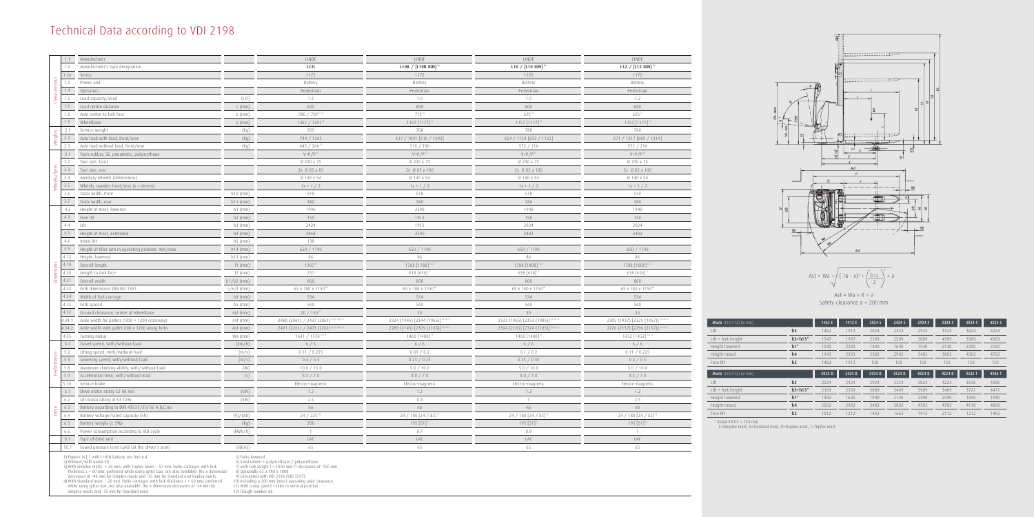# Technical Data according to VDI 2198

| | | | | | | | |
|---|---|---|---|---|---|---|---|
| Characteristics | 1.1 | Manufacturer | | LINDE | LINDE | LINDE | LINDE |
| | 1.2 | Manufacturer's type designation | | L12i | L10B / [L10B ION] [1] | L10 / [L10 ION] [1] | L12 / [L12 ION] [1] |
| | 1.2a | Series | | 1172 | 1172 | 1172 | 1172 |
| | 1.3 | Power unit | | Battery | Battery | Battery | Battery |
| | 1.4 | Operation | | Pedestrian | Pedestrian | Pedestrian | Pedestrian |
| | 1.5 | Load capacity/Load | Q (t) | 1.2 | 1.0 | 1.0 | 1.2 |
| | 1.6 | Load centre distance | c (mm) | 600 | 600 | 600 | 600 |
| | 1.8 | Axle centre to fork face | x (mm) | 780 / 709 [2] [3] | 715 [3] | 695 [3] | 695 [3] |
| | 1.9 | Wheelbase | y (mm) | 1362 / 1291 [2] | 1157 [1177] [1] | 1157 [1177] [1] | 1157 [1177] [1] |
| Weights | 2.1 | Service weight | (kg) | 909 | 708 | 788 | 788 |
| | 2.2 | Axle load with load, front/rear | (kg) | 744 / 1365 | 617 / 1091 [616 / 1092] | 654 / 1134 [653 / 1135] | 671 / 1317 [669 / 1319] |
| | 2.3 | Axle load without load, front/rear | (kg) | 643 / 266 [5] | 518 / 190 | 572 / 216 | 572 / 216 |
| Wheels/Tyres | 3.1 | Tyres rubber, SE, pneumatic, polyurethane | | V+P/P [6] | V+P/P [6] | V+P/P [6] | V+P/P [6] |
| | 3.2 | Tyre size, front | | Ø 230 x 75 | Ø 230 x 75 | Ø 230 x 75 | Ø 230 x 75 |
| | 3.3 | Tyre size, rear | | 2x Ø 85 x 85 | 2x Ø 85 x 100 | 2x Ø 85 x 100 | 2x Ø 85 x 100 |
| | 3.4 | Auxiliary wheels (dimensions) | | Ø 140 x 54 | Ø 140 x 54 | Ø 140 x 54 | Ø 140 x 54 |
| | 3.5 | Wheels, number front/rear (x = driven) | | 1x + 1 / 2 | 1x + 1 / 2 | 1x + 1 / 2 | 1x + 1 / 2 |
| | 3.6 | Track width, front | b10 (mm) | 518 | 518 | 518 | 518 |
| | 3.7 | Track width, rear | b11 (mm) | 380 | 380 | 380 | 380 |
| Dimensions | 4.2 | Height of mast, lowered | h1 (mm) | 1996 | 2390 | 1940 | 1940 |
| | 4.3 | Free lift | h2 (mm) | 150 | 1912 | 150 | 150 |
| | 4.4 | Lift | h3 (mm) | 2424 | 1912 | 2924 | 2924 |
| | 4.5 | Height of mast, extended | h4 (mm) | 4868 | 2390 | 3402 | 3402 |
| | 4.6 | Initial lift | h5 (mm) | 130 | | | |
| | 4.9 | Height of tiller arm in operating position, min/max | h14 (mm) | 650 / 1190 | 650 / 1190 | 650 / 1190 | 650 / 1190 |
| | 4.15 | Height, lowered | h13 (mm) | 86 | 86 | 86 | 86 |
| | 4.19 | Overall length | l1 (mm) | 1907 [7] | 1768 [1788] [1] [7] | 1788 [1808] [1] [7] | 1788 [1808] [1] [7] |
| | 4.20 | Length to fork face | l2 (mm) | 757 | 618 [638] [1] | 638 [658] [1] | 638 [658] [1] |
| | 4.21 | Overall width | b1/b2 (mm) | 800 | 800 | 800 | 800 |
| | 4.22 | Fork dimensions DIN ISO 2331 | s/e/l (mm) | 65 x 180 x 1150 [8] | 65 x 180 x 1150 [8] | 65 x 180 x 1150 [8] | 65 x 180 x 1150 [8] |
| | 4.24 | Width of fork carriage | b3 (mm) | 534 | 534 | 534 | 534 |
| | 4.25 | Fork spread | b5 (mm) | 560 | 560 | 560 | 560 |
| | 4.32 | Ground clearance, centre of wheelbase | m2 (mm) | 20 / 150 [4] | 30 | 30 | 30 |
| | 4.34.1 | Aisle width for pallets 1000 × 1200 crossways | Ast (mm) | 2480 (2061) / 2437 (2061) [2] [3] [9] [10] | 2324 (1945) [2344 (1965)] [1] [9] [10] | 2333 (1965) [2353 (1985)] [1] [9] [10] | 2305 (1937) [2325 (1957)] [1] [9] [10] |
| | 4.34.2 | Aisle width with pallet 800 x 1200 along forks | Ast (mm) | 2421 (2261) / 2403 (2261) [2] [3] [9] [10] | 2289 (2145) [2309 (2165)] [1] [9] [10] | 2304 (2165) [2324 (2185)] [1] [9] [10] | 2276 (2137) [2296 (2157)] [1] [9] [10] |
| | 4.35 | Turning radius | Wa (mm) | 1641 / 1570 [2] [11] | 1460 [1480] [1] | 1460 [1480] [1] | 1432 [1452] [1] [11] |
| Performance | 5.1 | Travel speed, with/without load | (km/h) | 6 / 6 | 6 / 6 | 6 / 6 | 6 / 6 |
| | 5.2 | Lifting speed, with/without load | (m/s) | 0.11 / 0.225 | 0.09 / 0.2 | 0.1 / 0.2 | 0.11 / 0.225 |
| | 5.3 | Lowering speed, with/without load | (m/s) | 0.4 / 0.3 | 0.23 / 0.23 | 0.35 / 0.35 | 0.4 / 0.3 |
| | 5.8 | Maximum climbing ability, with/without load | (%) | 10.0 / 15.0 | 5.0 / 10.0 | 5.0 / 10.0 | 5.0 / 10.0 |
| | 5.9 | Acceleration time, with/without load | (s) | 8.3 / 7.0 | 8.0 / 7.0 | 8.0 / 7.0 | 8.3 / 7.0 |
| | 5.10 | Service brake | | Electro-magnetic | Electro-magnetic | Electro-magnetic | Electro-magnetic |
| Drive | 6.1 | Drive motor rating S2 60 min | (kW) | 1.2 | 1.2 | 1.2 | 1.2 |
| | 6.2 | Lift motor rating at S3 15% | (kW) | 2.5 | 0.9 | 1 | 2.5 |
| | 6.3 | Battery according to DIN 43531/35/36 A,B,C,no | | no | no | no | no |
| | 6.4 | Battery voltage/rated capacity (5h) | (V)/(Ah) | 24 / 225 [12] | 24 / 180 [24 / 82] [1] | 24 / 180 [24 / 82] [1] | 24 / 180 [24 / 82] [1] |
| | 6.5 | Battery weight (± 5%) | (kg) | 200 | 195 [51] [1] | 195 [51] [1] | 195 [51] [1] |
| | 6.6 | Power consumption according to VDI cycle | (kWh/h) | 1 | 0.7 | 0.8 | 1 |
| | 8.1 | Type of drive unit | | LAC | LAC | LAC | LAC |
| | 10.7 | Sound pressure level LpAZ (at the driver's seat) | (dB(A)) | 65 | 65 | 65 | 65 |

1) Figures in [ ] with Li-ION battery see line 6.4
2) Without/with initial lift
3) With Simplex masts − 20 mm; with Triplex masts − 57 mm. Forks carriages with fork thickness s = 60 mm, preferred while using gitter box, are also available: the x dimension decreases of −44 mm for Simplex masts and −35 mm for Standard and Duplex masts
4) With Standard mast − 20 mm. Forks carriages with fork thickness s = 60 mm, preferred while using gitter box, are also available: the x dimension decreases of −44 mm for Simplex masts and −35 mm for Standard mast.
5) Forks lowered
6) Solid rubber + polyurethane / polyurethane
7) with fork lenght l = 1000 mm l1 decreases of −150 mm.
8) Optionally 65 × 180 × 1000
9) Calculated with VDI 2198 (VDI 3597)
10) Including a 200 mm (min.) operating aisle clearance.
11) With creep speed = tiller in vertical position
12) Trough number 68

$$Ast = Wa + \sqrt{\left(l6 - x\right)^2 + \left(\frac{b12}{2}\right)^2} + a$$

$$Ast = Wa + R + a$$

Safety clearance a = 200 mm

| Masts (L10/L12) (in mm) | | 1462 E | 1912 E | 2024 S | 2424 S | 2924 S | 3324 S | 3824 S | 4224 S |
|---|---|---|---|---|---|---|---|---|---|
| Lift | h3 | 1462 | 1912 | 2024 | 2424 | 2924 | 3324 | 3824 | 4224 |
| Lift + fork height | h3+h13* | 1547 | 1997 | 2109 | 2509 | 3009 | 4309 | 3909 | 4309 |
| Height lowered | h1* | 1940 | 2390 | 1490 | 1690 | 1940 | 2140 | 2390 | 2590 |
| Height raised | h4 | 1943 | 2393 | 2502 | 2902 | 3402 | 3802 | 4302 | 4702 |
| Free lift | h2 | 1462 | 1912 | 150 | 150 | 150 | 150 | 150 | 150 |

| Masts (L10/L12) (in mm) | | 2024 D | 2424 D | 2924 D | 3324 D | 3824 D | 4224 D | 3636 T | 4386 T |
|---|---|---|---|---|---|---|---|---|---|
| Lift | h3 | 2024 | 2424 | 2924 | 3324 | 3824 | 4224 | 3636 | 4386 |
| Lift + fork height | h3+h13* | 2109 | 2509 | 3009 | 3409 | 3909 | 3409 | 3721 | 4471 |
| Height lowered | h1* | 1490 | 1690 | 1940 | 2140 | 2390 | 2590 | 1690 | 1940 |
| Height raised | h4 | 2502 | 2902 | 3402 | 3802 | 4302 | 4702 | 4118 | 4868 |
| Free lift | h2 | 1012 | 1212 | 1462 | 1662 | 1912 | 2112 | 1212 | 1462 |

\* Initial lift h5 = 130 mm

E=Simplex mast, S=Standard mast, D=Duplex mast, T=Triplex mast